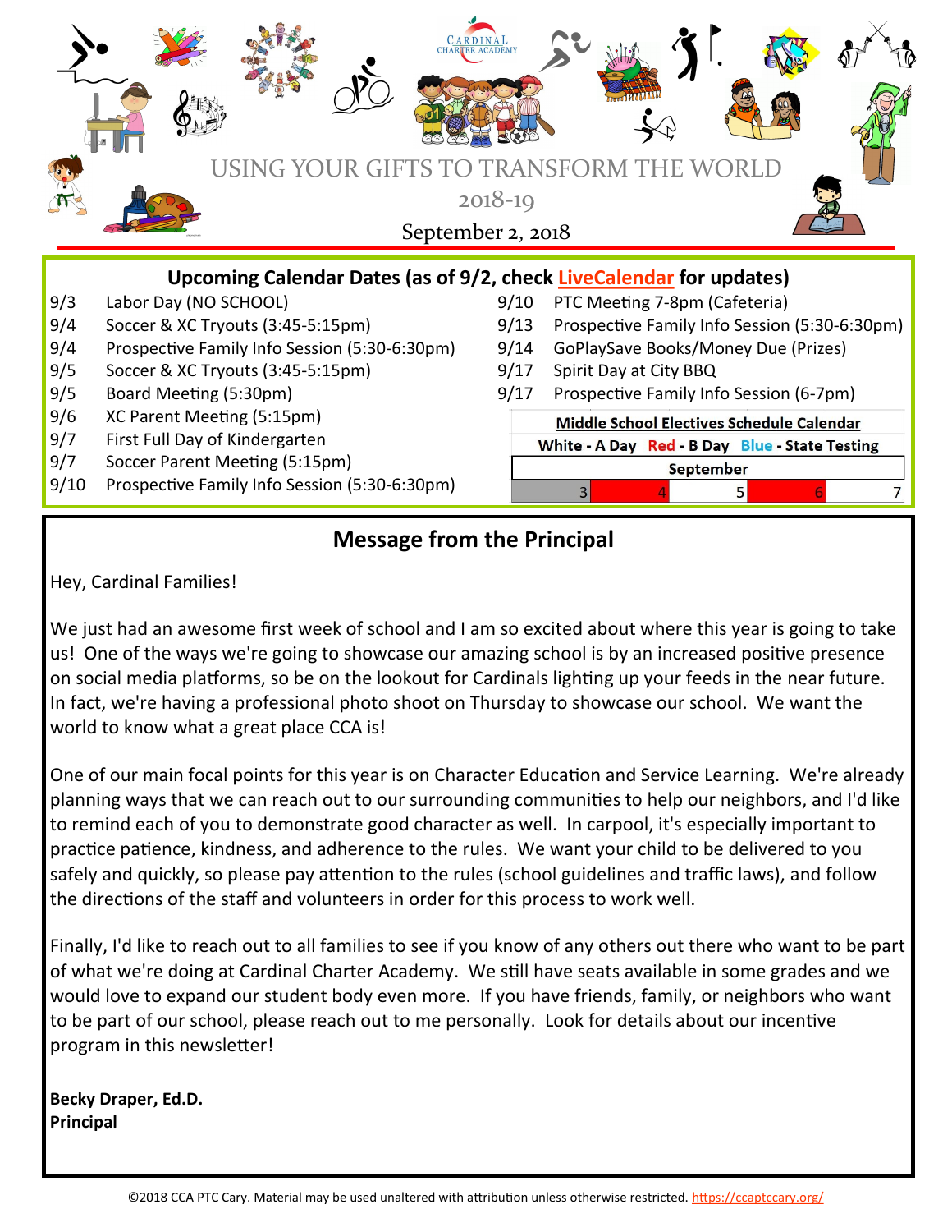CARDINAL CHARTER ACADEMY

# USING YOUR GIFTS TO TRANSFORM THE WORLD

2018-19

September 2, 2018

## Upcoming Calendar Dates (as of 9/2, check LiveCalendar for updates)

| Date | Event |
|---|---|
| 9/3 | Labor Day (NO SCHOOL) |
| 9/4 | Soccer & XC Tryouts (3:45-5:15pm) |
| 9/4 | Prospective Family Info Session (5:30-6:30pm) |
| 9/5 | Soccer & XC Tryouts (3:45-5:15pm) |
| 9/5 | Board Meeting (5:30pm) |
| 9/6 | XC Parent Meeting (5:15pm) |
| 9/7 | First Full Day of Kindergarten |
| 9/7 | Soccer Parent Meeting (5:15pm) |
| 9/10 | Prospective Family Info Session (5:30-6:30pm) |
| 9/10 | PTC Meeting 7-8pm (Cafeteria) |
| 9/13 | Prospective Family Info Session (5:30-6:30pm) |
| 9/14 | GoPlaySave Books/Money Due (Prizes) |
| 9/17 | Spirit Day at City BBQ |
| 9/17 | Prospective Family Info Session (6-7pm) |

**Middle School Electives Schedule Calendar**

White - A Day   Red - B Day   Blue - State Testing

| September | | | | |
|---|---|---|---|---|
| 3 | 4 | 5 | 6 | 7 |

## Message from the Principal

Hey, Cardinal Families!

We just had an awesome first week of school and I am so excited about where this year is going to take us! One of the ways we're going to showcase our amazing school is by an increased positive presence on social media platforms, so be on the lookout for Cardinals lighting up your feeds in the near future. In fact, we're having a professional photo shoot on Thursday to showcase our school. We want the world to know what a great place CCA is!

One of our main focal points for this year is on Character Education and Service Learning. We're already planning ways that we can reach out to our surrounding communities to help our neighbors, and I'd like to remind each of you to demonstrate good character as well. In carpool, it's especially important to practice patience, kindness, and adherence to the rules. We want your child to be delivered to you safely and quickly, so please pay attention to the rules (school guidelines and traffic laws), and follow the directions of the staff and volunteers in order for this process to work well.

Finally, I'd like to reach out to all families to see if you know of any others out there who want to be part of what we're doing at Cardinal Charter Academy. We still have seats available in some grades and we would love to expand our student body even more. If you have friends, family, or neighbors who want to be part of our school, please reach out to me personally. Look for details about our incentive program in this newsletter!

**Becky Draper, Ed.D.**
**Principal**

©2018 CCA PTC Cary. Material may be used unaltered with attribution unless otherwise restricted. https://ccaptccary.org/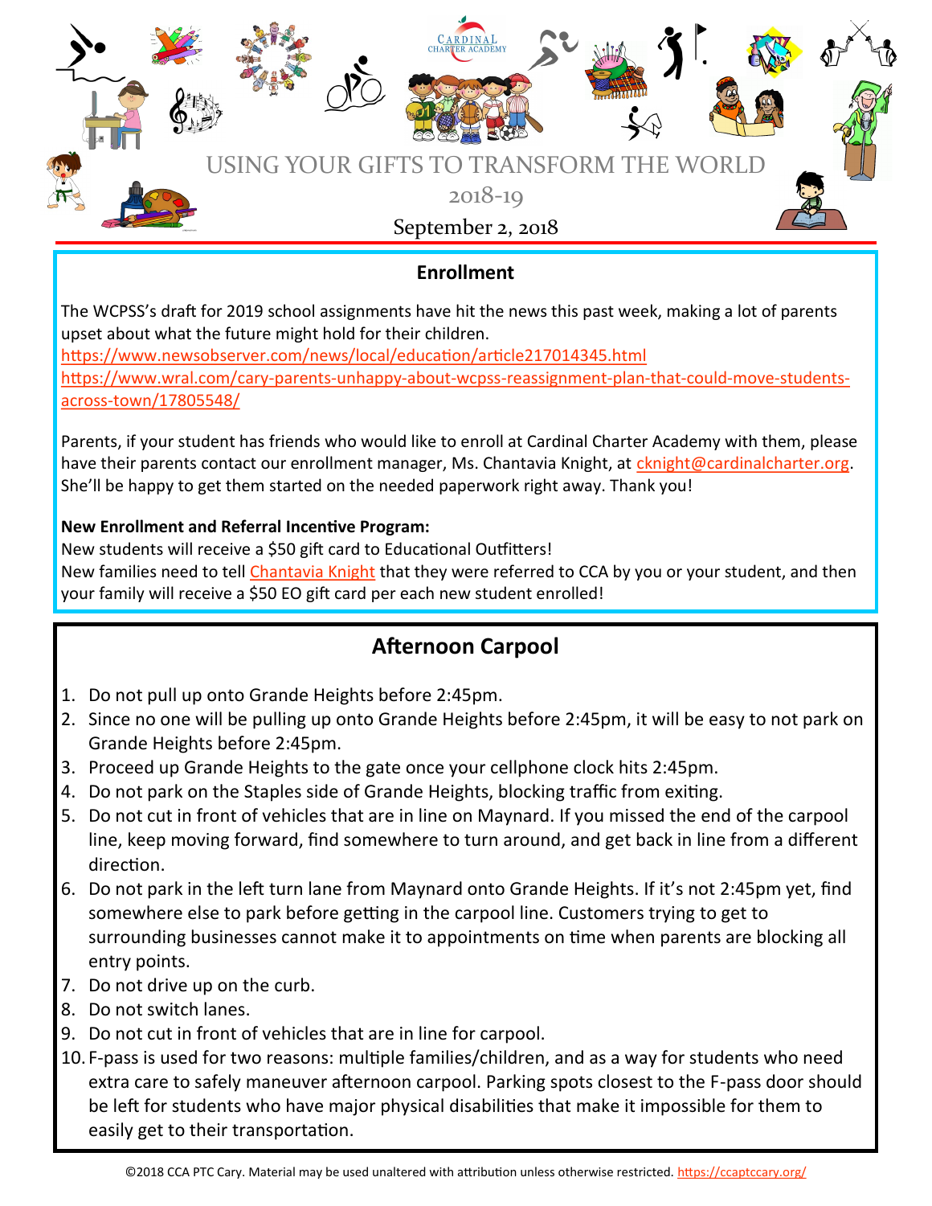USING YOUR GIFTS TO TRANSFORM THE WORLD

2018-19

September 2, 2018

## Enrollment

The WCPSS's draft for 2019 school assignments have hit the news this past week, making a lot of parents upset about what the future might hold for their children.
https://www.newsobserver.com/news/local/education/article217014345.html
https://www.wral.com/cary-parents-unhappy-about-wcpss-reassignment-plan-that-could-move-students-across-town/17805548/

Parents, if your student has friends who would like to enroll at Cardinal Charter Academy with them, please have their parents contact our enrollment manager, Ms. Chantavia Knight, at cknight@cardinalcharter.org. She'll be happy to get them started on the needed paperwork right away. Thank you!

**New Enrollment and Referral Incentive Program:**
New students will receive a $50 gift card to Educational Outfitters!
New families need to tell Chantavia Knight that they were referred to CCA by you or your student, and then your family will receive a $50 EO gift card per each new student enrolled!

## Afternoon Carpool

1. Do not pull up onto Grande Heights before 2:45pm.
2. Since no one will be pulling up onto Grande Heights before 2:45pm, it will be easy to not park on Grande Heights before 2:45pm.
3. Proceed up Grande Heights to the gate once your cellphone clock hits 2:45pm.
4. Do not park on the Staples side of Grande Heights, blocking traffic from exiting.
5. Do not cut in front of vehicles that are in line on Maynard. If you missed the end of the carpool line, keep moving forward, find somewhere to turn around, and get back in line from a different direction.
6. Do not park in the left turn lane from Maynard onto Grande Heights. If it's not 2:45pm yet, find somewhere else to park before getting in the carpool line. Customers trying to get to surrounding businesses cannot make it to appointments on time when parents are blocking all entry points.
7. Do not drive up on the curb.
8. Do not switch lanes.
9. Do not cut in front of vehicles that are in line for carpool.
10. F-pass is used for two reasons: multiple families/children, and as a way for students who need extra care to safely maneuver afternoon carpool. Parking spots closest to the F-pass door should be left for students who have major physical disabilities that make it impossible for them to easily get to their transportation.

©2018 CCA PTC Cary. Material may be used unaltered with attribution unless otherwise restricted. https://ccaptccary.org/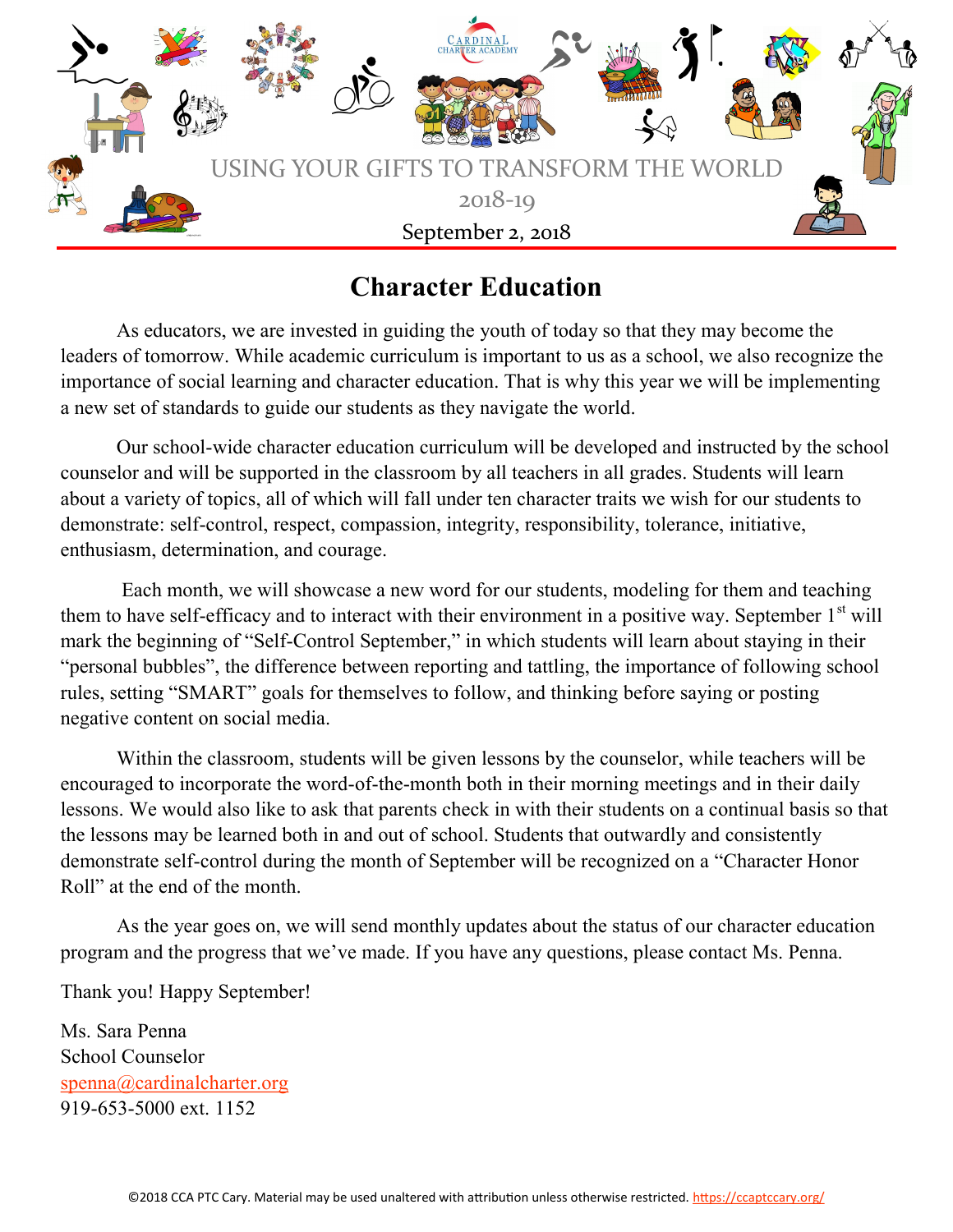USING YOUR GIFTS TO TRANSFORM THE WORLD

2018-19

September 2, 2018

# Character Education

As educators, we are invested in guiding the youth of today so that they may become the leaders of tomorrow. While academic curriculum is important to us as a school, we also recognize the importance of social learning and character education. That is why this year we will be implementing a new set of standards to guide our students as they navigate the world.

Our school-wide character education curriculum will be developed and instructed by the school counselor and will be supported in the classroom by all teachers in all grades. Students will learn about a variety of topics, all of which will fall under ten character traits we wish for our students to demonstrate: self-control, respect, compassion, integrity, responsibility, tolerance, initiative, enthusiasm, determination, and courage.

Each month, we will showcase a new word for our students, modeling for them and teaching them to have self-efficacy and to interact with their environment in a positive way. September 1st will mark the beginning of "Self-Control September," in which students will learn about staying in their "personal bubbles", the difference between reporting and tattling, the importance of following school rules, setting "SMART" goals for themselves to follow, and thinking before saying or posting negative content on social media.

Within the classroom, students will be given lessons by the counselor, while teachers will be encouraged to incorporate the word-of-the-month both in their morning meetings and in their daily lessons. We would also like to ask that parents check in with their students on a continual basis so that the lessons may be learned both in and out of school. Students that outwardly and consistently demonstrate self-control during the month of September will be recognized on a "Character Honor Roll" at the end of the month.

As the year goes on, we will send monthly updates about the status of our character education program and the progress that we've made. If you have any questions, please contact Ms. Penna.

Thank you! Happy September!

Ms. Sara Penna
School Counselor
spenna@cardinalcharter.org
919-653-5000 ext. 1152

©2018 CCA PTC Cary. Material may be used unaltered with attribution unless otherwise restricted. https://ccaptccary.org/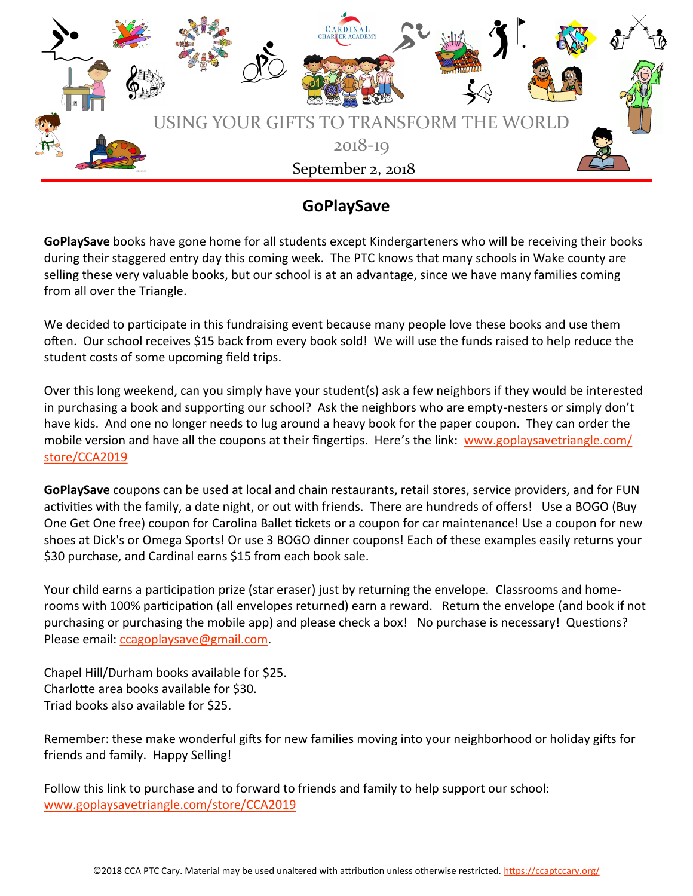USING YOUR GIFTS TO TRANSFORM THE WORLD

2018-19

September 2, 2018

## GoPlaySave

**GoPlaySave** books have gone home for all students except Kindergarteners who will be receiving their books during their staggered entry day this coming week. The PTC knows that many schools in Wake county are selling these very valuable books, but our school is at an advantage, since we have many families coming from all over the Triangle.

We decided to participate in this fundraising event because many people love these books and use them often. Our school receives $15 back from every book sold! We will use the funds raised to help reduce the student costs of some upcoming field trips.

Over this long weekend, can you simply have your student(s) ask a few neighbors if they would be interested in purchasing a book and supporting our school? Ask the neighbors who are empty-nesters or simply don't have kids. And one no longer needs to lug around a heavy book for the paper coupon. They can order the mobile version and have all the coupons at their fingertips. Here's the link: [www.goplaysavetriangle.com/store/CCA2019](www.goplaysavetriangle.com/store/CCA2019)

**GoPlaySave** coupons can be used at local and chain restaurants, retail stores, service providers, and for FUN activities with the family, a date night, or out with friends. There are hundreds of offers! Use a BOGO (Buy One Get One free) coupon for Carolina Ballet tickets or a coupon for car maintenance! Use a coupon for new shoes at Dick's or Omega Sports! Or use 3 BOGO dinner coupons! Each of these examples easily returns your $30 purchase, and Cardinal earns $15 from each book sale.

Your child earns a participation prize (star eraser) just by returning the envelope. Classrooms and home-rooms with 100% participation (all envelopes returned) earn a reward. Return the envelope (and book if not purchasing or purchasing the mobile app) and please check a box! No purchase is necessary! Questions? Please email: [ccagoplaysave@gmail.com](mailto:ccagoplaysave@gmail.com).

Chapel Hill/Durham books available for $25.
Charlotte area books available for $30.
Triad books also available for $25.

Remember: these make wonderful gifts for new families moving into your neighborhood or holiday gifts for friends and family. Happy Selling!

Follow this link to purchase and to forward to friends and family to help support our school:
[www.goplaysavetriangle.com/store/CCA2019](www.goplaysavetriangle.com/store/CCA2019)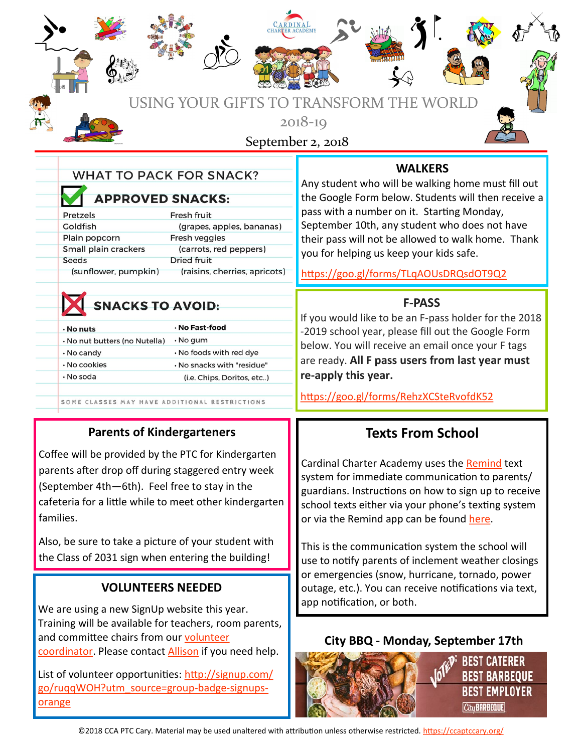CARDINAL CHARTER ACADEMY

# USING YOUR GIFTS TO TRANSFORM THE WORLD

2018-19

September 2, 2018

## WHAT TO PACK FOR SNACK?

### APPROVED SNACKS:

| | |
|---|---|
| Pretzels | Fresh fruit (grapes, apples, bananas) |
| Goldfish | Fresh veggies (carrots, red peppers) |
| Plain popcorn | Dried fruit (raisins, cherries, apricots) |
| Small plain crackers | |
| Seeds (sunflower, pumpkin) | |

### SNACKS TO AVOID:

| | |
|---|---|
| · **No nuts** | · **No Fast-food** |
| · No nut butters (no Nutella) | · No gum |
| · No candy | · No foods with red dye |
| · No cookies | · No snacks with "residue" (i.e. Chips, Doritos, etc..) |
| · No soda | |

SOME CLASSES MAY HAVE ADDITIONAL RESTRICTIONS

## WALKERS

Any student who will be walking home must fill out the Google Form below. Students will then receive a pass with a number on it. Starting Monday, September 10th, any student who does not have their pass will not be allowed to walk home. Thank you for helping us keep your kids safe.

https://goo.gl/forms/TLqAOUsDRQsdOT9Q2

## F-PASS

If you would like to be an F-pass holder for the 2018-2019 school year, please fill out the Google Form below. You will receive an email once your F tags are ready. **All F pass users from last year must re-apply this year.**

https://goo.gl/forms/RehzXCSteRvofdK52

## Parents of Kindergarteners

Coffee will be provided by the PTC for Kindergarten parents after drop off during staggered entry week (September 4th—6th). Feel free to stay in the cafeteria for a little while to meet other kindergarten families.

Also, be sure to take a picture of your student with the Class of 2031 sign when entering the building!

## VOLUNTEERS NEEDED

We are using a new SignUp website this year. Training will be available for teachers, room parents, and committee chairs from our volunteer coordinator. Please contact Allison if you need help.

List of volunteer opportunities: http://signup.com/go/ruqqWOH?utm_source=group-badge-signups-orange

## Texts From School

Cardinal Charter Academy uses the Remind text system for immediate communication to parents/guardians. Instructions on how to sign up to receive school texts either via your phone's texting system or via the Remind app can be found here.

This is the communication system the school will use to notify parents of inclement weather closings or emergencies (snow, hurricane, tornado, power outage, etc.). You can receive notifications via text, app notification, or both.

## City BBQ - Monday, September 17th

VOTED: BEST CATERER, BEST BARBEQUE, BEST EMPLOYER — City BARBEQUE

©2018 CCA PTC Cary. Material may be used unaltered with attribution unless otherwise restricted. https://ccaptccary.org/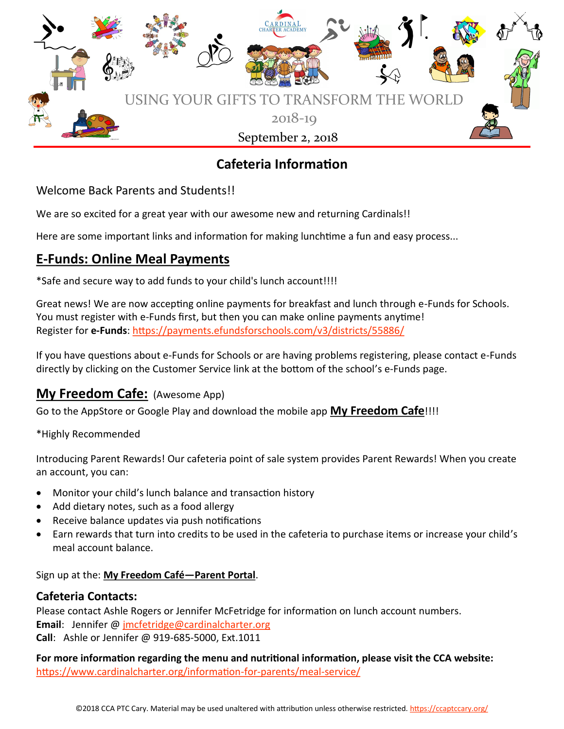USING YOUR GIFTS TO TRANSFORM THE WORLD

2018-19

September 2, 2018

# Cafeteria Information

Welcome Back Parents and Students!!

We are so excited for a great year with our awesome new and returning Cardinals!!

Here are some important links and information for making lunchtime a fun and easy process...

## E-Funds: Online Meal Payments

*Safe and secure way to add funds to your child's lunch account!!!!

Great news! We are now accepting online payments for breakfast and lunch through e-Funds for Schools. You must register with e-Funds first, but then you can make online payments anytime!
Register for **e-Funds**: https://payments.efundsforschools.com/v3/districts/55886/

If you have questions about e-Funds for Schools or are having problems registering, please contact e-Funds directly by clicking on the Customer Service link at the bottom of the school's e-Funds page.

## My Freedom Cafe: (Awesome App)

Go to the AppStore or Google Play and download the mobile app **My Freedom Cafe**!!!!

*Highly Recommended

Introducing Parent Rewards! Our cafeteria point of sale system provides Parent Rewards! When you create an account, you can:

- Monitor your child's lunch balance and transaction history
- Add dietary notes, such as a food allergy
- Receive balance updates via push notifications
- Earn rewards that turn into credits to be used in the cafeteria to purchase items or increase your child's meal account balance.

Sign up at the: **My Freedom Café—Parent Portal**.

### Cafeteria Contacts:

Please contact Ashle Rogers or Jennifer McFetridge for information on lunch account numbers.
**Email**: Jennifer @ jmcfetridge@cardinalcharter.org
**Call**: Ashle or Jennifer @ 919-685-5000, Ext.1011

**For more information regarding the menu and nutritional information, please visit the CCA website:**
https://www.cardinalcharter.org/information-for-parents/meal-service/

©2018 CCA PTC Cary. Material may be used unaltered with attribution unless otherwise restricted. https://ccaptccary.org/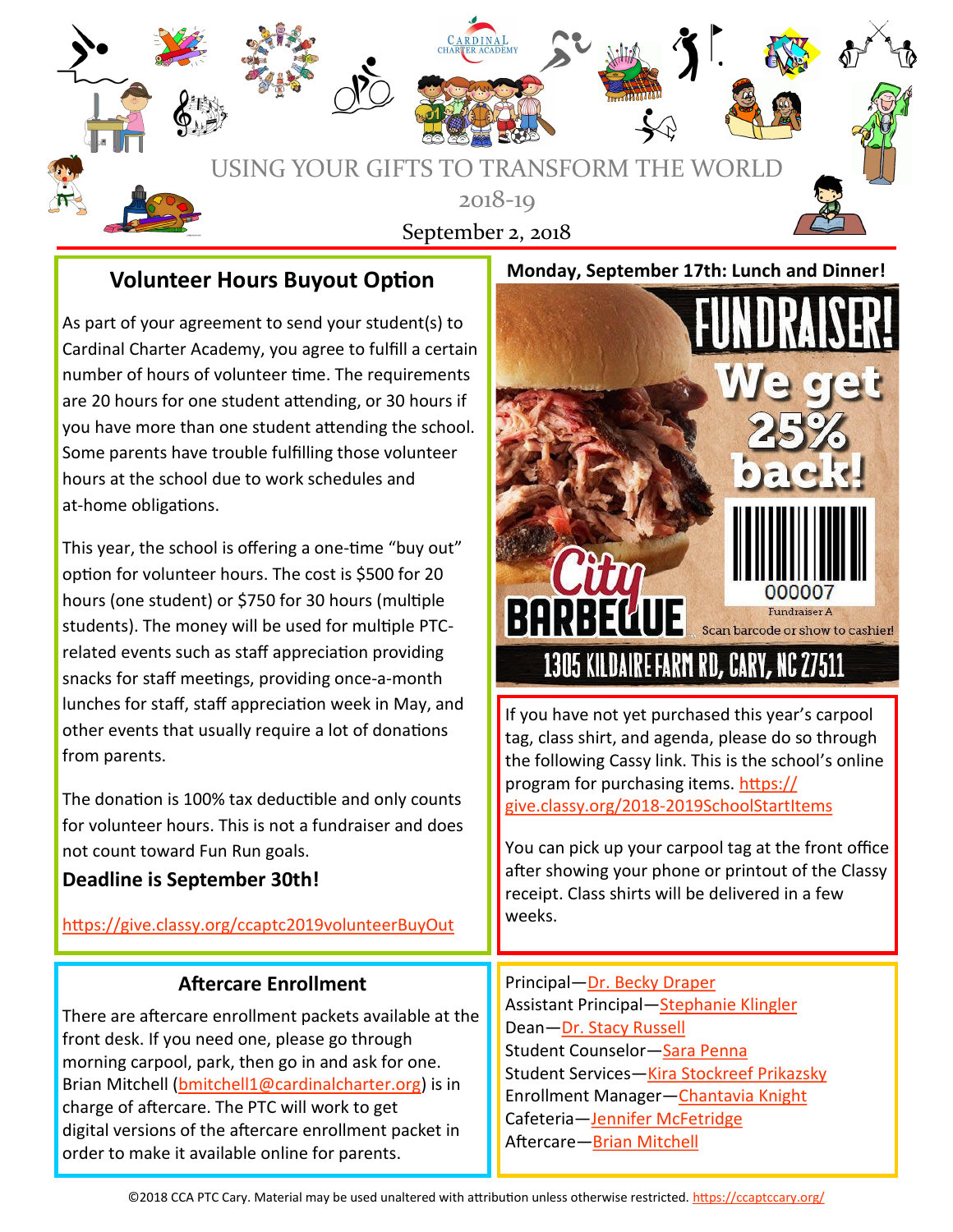CARDINAL CHARTER ACADEMY

USING YOUR GIFTS TO TRANSFORM THE WORLD

2018-19

September 2, 2018

## Volunteer Hours Buyout Option

As part of your agreement to send your student(s) to Cardinal Charter Academy, you agree to fulfill a certain number of hours of volunteer time. The requirements are 20 hours for one student attending, or 30 hours if you have more than one student attending the school. Some parents have trouble fulfilling those volunteer hours at the school due to work schedules and at-home obligations.

This year, the school is offering a one-time “buy out” option for volunteer hours. The cost is $500 for 20 hours (one student) or $750 for 30 hours (multiple students). The money will be used for multiple PTC-related events such as staff appreciation providing snacks for staff meetings, providing once-a-month lunches for staff, staff appreciation week in May, and other events that usually require a lot of donations from parents.

The donation is 100% tax deductible and only counts for volunteer hours. This is not a fundraiser and does not count toward Fun Run goals.

**Deadline is September 30th!**

https://give.classy.org/ccaptc2019volunteerBuyOut

**Monday, September 17th: Lunch and Dinner!**

FUNDRAISER! We get 25% back!

000007

Fundraiser A

City BARBEQUE

Scan barcode or show to cashier!

1305 KILDAIRE FARM RD, CARY, NC 27511

If you have not yet purchased this year’s carpool tag, class shirt, and agenda, please do so through the following Cassy link. This is the school’s online program for purchasing items. https://give.classy.org/2018-2019SchoolStartItems

You can pick up your carpool tag at the front office after showing your phone or printout of the Classy receipt. Class shirts will be delivered in a few weeks.

## Aftercare Enrollment

There are aftercare enrollment packets available at the front desk. If you need one, please go through morning carpool, park, then go in and ask for one. Brian Mitchell (bmitchell1@cardinalcharter.org) is in charge of aftercare. The PTC will work to get digital versions of the aftercare enrollment packet in order to make it available online for parents.

Principal—Dr. Becky Draper
Assistant Principal—Stephanie Klingler
Dean—Dr. Stacy Russell
Student Counselor—Sara Penna
Student Services—Kira Stockreef Prikazsky
Enrollment Manager—Chantavia Knight
Cafeteria—Jennifer McFetridge
Aftercare—Brian Mitchell

©2018 CCA PTC Cary. Material may be used unaltered with attribution unless otherwise restricted. https://ccaptccary.org/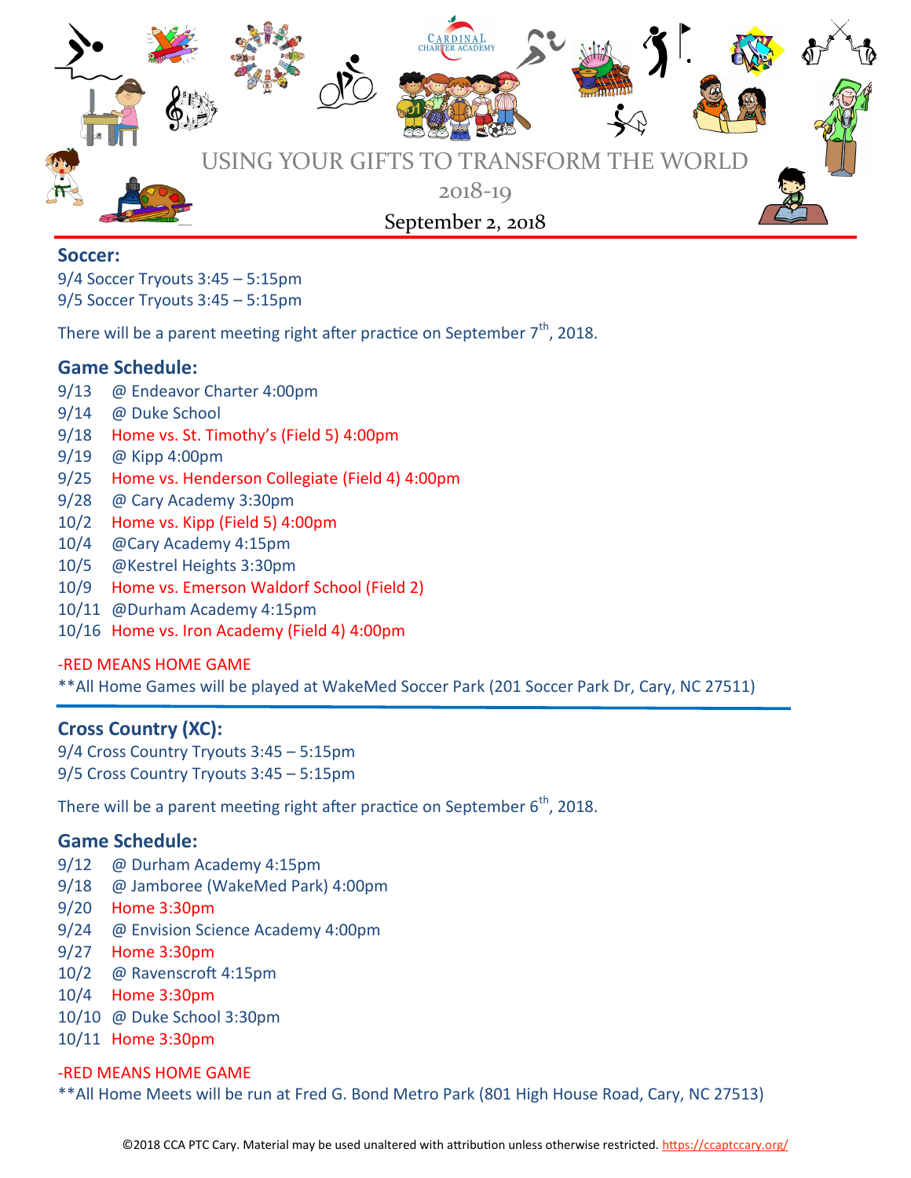USING YOUR GIFTS TO TRANSFORM THE WORLD

2018-19

September 2, 2018

## Soccer:

9/4 Soccer Tryouts 3:45 – 5:15pm
9/5 Soccer Tryouts 3:45 – 5:15pm

There will be a parent meeting right after practice on September 7th, 2018.

### Game Schedule:

9/13 @ Endeavor Charter 4:00pm
9/14 @ Duke School
9/18 Home vs. St. Timothy's (Field 5) 4:00pm
9/19 @ Kipp 4:00pm
9/25 Home vs. Henderson Collegiate (Field 4) 4:00pm
9/28 @ Cary Academy 3:30pm
10/2 Home vs. Kipp (Field 5) 4:00pm
10/4 @Cary Academy 4:15pm
10/5 @Kestrel Heights 3:30pm
10/9 Home vs. Emerson Waldorf School (Field 2)
10/11 @Durham Academy 4:15pm
10/16 Home vs. Iron Academy (Field 4) 4:00pm

-RED MEANS HOME GAME
**All Home Games will be played at WakeMed Soccer Park (201 Soccer Park Dr, Cary, NC 27511)

## Cross Country (XC):

9/4 Cross Country Tryouts 3:45 – 5:15pm
9/5 Cross Country Tryouts 3:45 – 5:15pm

There will be a parent meeting right after practice on September 6th, 2018.

### Game Schedule:

9/12 @ Durham Academy 4:15pm
9/18 @ Jamboree (WakeMed Park) 4:00pm
9/20 Home 3:30pm
9/24 @ Envision Science Academy 4:00pm
9/27 Home 3:30pm
10/2 @ Ravenscroft 4:15pm
10/4 Home 3:30pm
10/10 @ Duke School 3:30pm
10/11 Home 3:30pm

-RED MEANS HOME GAME
**All Home Meets will be run at Fred G. Bond Metro Park (801 High House Road, Cary, NC 27513)

©2018 CCA PTC Cary. Material may be used unaltered with attribution unless otherwise restricted. https://ccaptccary.org/